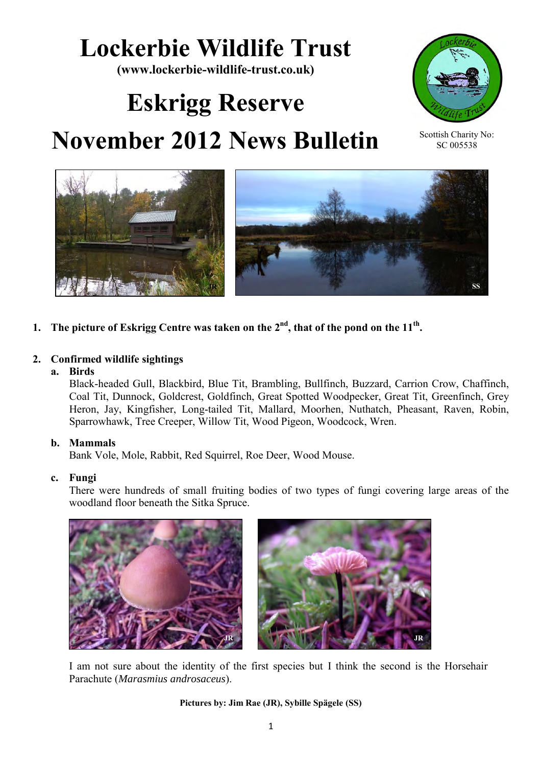# Lockerbie Wildlife Trust

**(www.lockerbie-wildlife-trust.co.uk)**

# Eskrigg Reserve

# November 2012 News Bulletin

Scottish Charity No: SC 005538

1. **The picture of Eskrigg Centre was taken on the 2nd, that of the pond on the 11th.**

2. **Confirmed wildlife sightings**

   a. **Birds**

   Black-headed Gull, Blackbird, Blue Tit, Brambling, Bullfinch, Buzzard, Carrion Crow, Chaffinch, Coal Tit, Dunnock, Goldcrest, Goldfinch, Great Spotted Woodpecker, Great Tit, Greenfinch, Grey Heron, Jay, Kingfisher, Long-tailed Tit, Mallard, Moorhen, Nuthatch, Pheasant, Raven, Robin, Sparrowhawk, Tree Creeper, Willow Tit, Wood Pigeon, Woodcock, Wren.

   b. **Mammals**

   Bank Vole, Mole, Rabbit, Red Squirrel, Roe Deer, Wood Mouse.

   c. **Fungi**

   There were hundreds of small fruiting bodies of two types of fungi covering large areas of the woodland floor beneath the Sitka Spruce.

   I am not sure about the identity of the first species but I think the second is the Horsehair Parachute (*Marasmius androsaceus*).

**Pictures by: Jim Rae (JR), Sybille Spägele (SS)**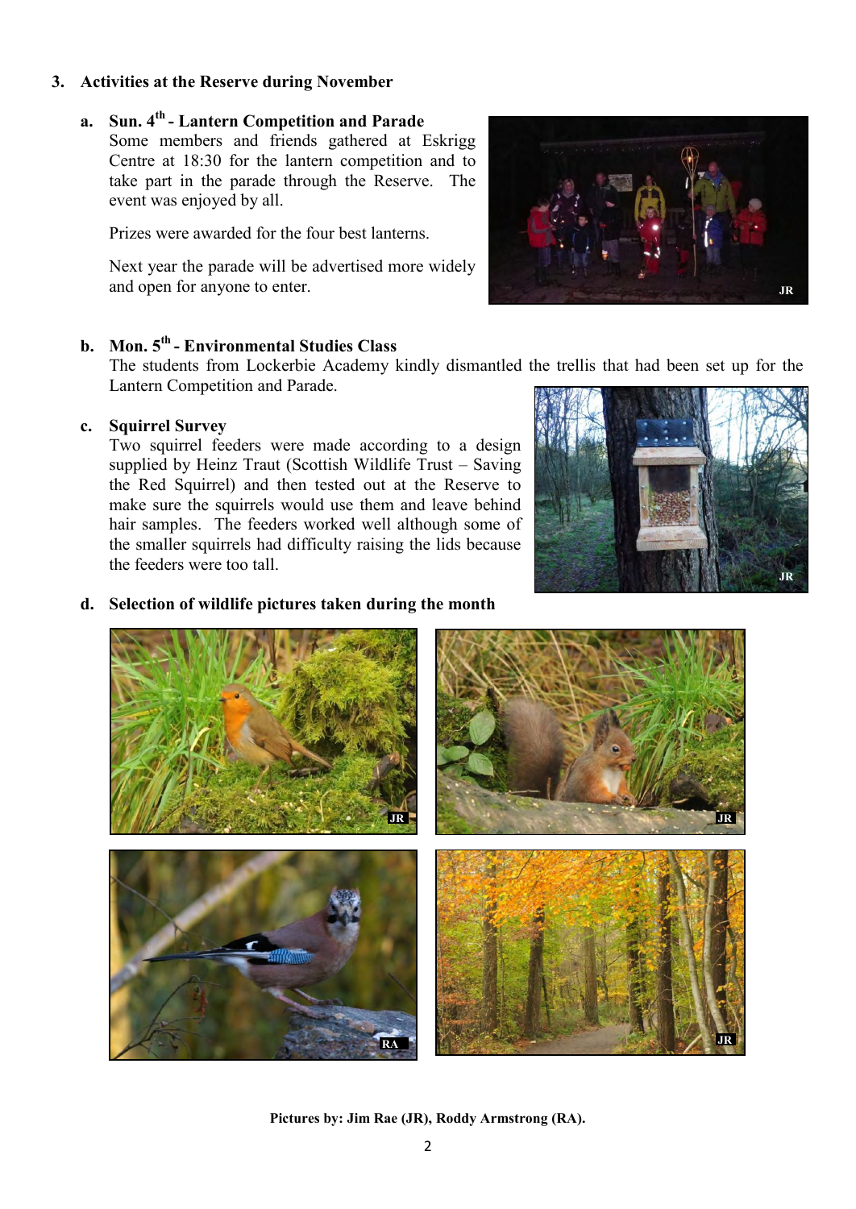## 3. Activities at the Reserve during November

### a. Sun. 4th - Lantern Competition and Parade

Some members and friends gathered at Eskrigg Centre at 18:30 for the lantern competition and to take part in the parade through the Reserve. The event was enjoyed by all.

Prizes were awarded for the four best lanterns.

Next year the parade will be advertised more widely and open for anyone to enter.

### b. Mon. 5th - Environmental Studies Class

The students from Lockerbie Academy kindly dismantled the trellis that had been set up for the Lantern Competition and Parade.

### c. Squirrel Survey

Two squirrel feeders were made according to a design supplied by Heinz Traut (Scottish Wildlife Trust – Saving the Red Squirrel) and then tested out at the Reserve to make sure the squirrels would use them and leave behind hair samples. The feeders worked well although some of the smaller squirrels had difficulty raising the lids because the feeders were too tall.

### d. Selection of wildlife pictures taken during the month

**Pictures by: Jim Rae (JR), Roddy Armstrong (RA).**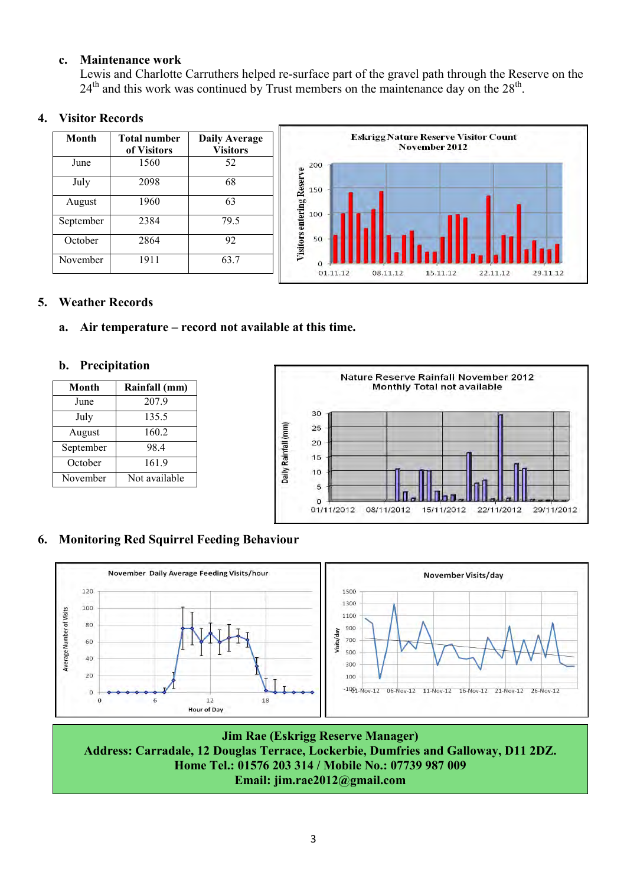c. **Maintenance work**

Lewis and Charlotte Carruthers helped re-surface part of the gravel path through the Reserve on the 24th and this work was continued by Trust members on the maintenance day on the 28th.

## 4. Visitor Records

| Month | Total number of Visitors | Daily Average Visitors |
|---|---|---|
| June | 1560 | 52 |
| July | 2098 | 68 |
| August | 1960 | 63 |
| September | 2384 | 79.5 |
| October | 2864 | 92 |
| November | 1911 | 63.7 |

Eskrigg Nature Reserve Visitor Count
November 2012
Visitors entering Reserve
0
50
100
150
200
01.11.12
08.11.12
15.11.12
22.11.12
29.11.12

## 5. Weather Records

a. **Air temperature – record not available at this time.**

b. **Precipitation**

| Month | Rainfall (mm) |
|---|---|
| June | 207.9 |
| July | 135.5 |
| August | 160.2 |
| September | 98.4 |
| October | 161.9 |
| November | Not available |

Nature Reserve Rainfall November 2012
Monthly Total not available
Daily Rainfall (mm)
0
5
10
15
20
25
30
01/11/2012
08/11/2012
15/11/2012
22/11/2012
29/11/2012

## 6. Monitoring Red Squirrel Feeding Behaviour

November Daily Average Feeding Visits/hour
Average Number of Visits
0
20
40
60
80
100
120
0
6
12
18
Hour of Day

November Visits/day
Visits/day
-100
100
300
500
700
900
1100
1300
1500
01-Nov-12
06-Nov-12
11-Nov-12
16-Nov-12
21-Nov-12
26-Nov-12

**Jim Rae (Eskrigg Reserve Manager)**
**Address: Carradale, 12 Douglas Terrace, Lockerbie, Dumfries and Galloway, D11 2DZ.**
**Home Tel.: 01576 203 314 / Mobile No.: 07739 987 009**
**Email: jim.rae2012@gmail.com**